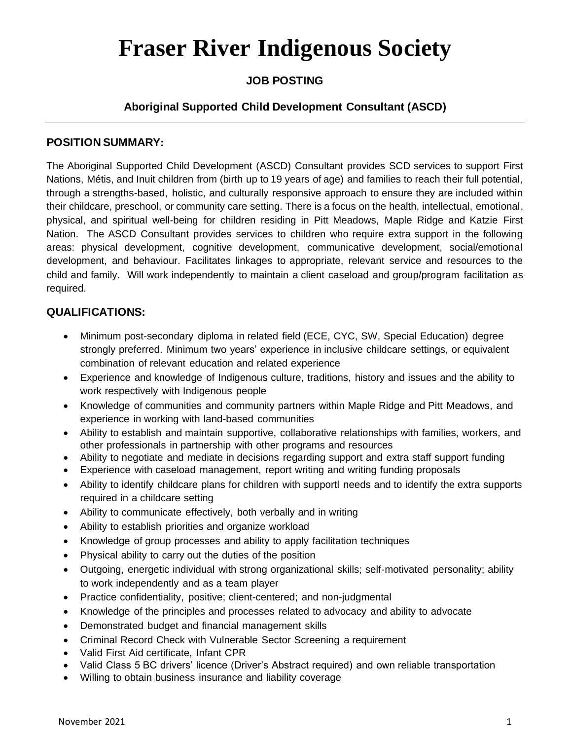# Fraser River Indigenous Society

**JOB POSTING**

**Aboriginal Supported Child Development Consultant (ASCD)**

---

## POSITION SUMMARY:

The Aboriginal Supported Child Development (ASCD) Consultant provides SCD services to support First Nations, Métis, and Inuit children from (birth up to 19 years of age) and families to reach their full potential, through a strengths-based, holistic, and culturally responsive approach to ensure they are included within their childcare, preschool, or community care setting. There is a focus on the health, intellectual, emotional, physical, and spiritual well-being for children residing in Pitt Meadows, Maple Ridge and Katzie First Nation. The ASCD Consultant provides services to children who require extra support in the following areas: physical development, cognitive development, communicative development, social/emotional development, and behaviour. Facilitates linkages to appropriate, relevant service and resources to the child and family. Will work independently to maintain a client caseload and group/program facilitation as required.

## QUALIFICATIONS:

- Minimum post-secondary diploma in related field (ECE, CYC, SW, Special Education) degree strongly preferred. Minimum two years' experience in inclusive childcare settings, or equivalent combination of relevant education and related experience
- Experience and knowledge of Indigenous culture, traditions, history and issues and the ability to work respectively with Indigenous people
- Knowledge of communities and community partners within Maple Ridge and Pitt Meadows, and experience in working with land-based communities
- Ability to establish and maintain supportive, collaborative relationships with families, workers, and other professionals in partnership with other programs and resources
- Ability to negotiate and mediate in decisions regarding support and extra staff support funding
- Experience with caseload management, report writing and writing funding proposals
- Ability to identify childcare plans for children with supportl needs and to identify the extra supports required in a childcare setting
- Ability to communicate effectively, both verbally and in writing
- Ability to establish priorities and organize workload
- Knowledge of group processes and ability to apply facilitation techniques
- Physical ability to carry out the duties of the position
- Outgoing, energetic individual with strong organizational skills; self-motivated personality; ability to work independently and as a team player
- Practice confidentiality, positive; client-centered; and non-judgmental
- Knowledge of the principles and processes related to advocacy and ability to advocate
- Demonstrated budget and financial management skills
- Criminal Record Check with Vulnerable Sector Screening a requirement
- Valid First Aid certificate, Infant CPR
- Valid Class 5 BC drivers' licence (Driver's Abstract required) and own reliable transportation
- Willing to obtain business insurance and liability coverage

November 2021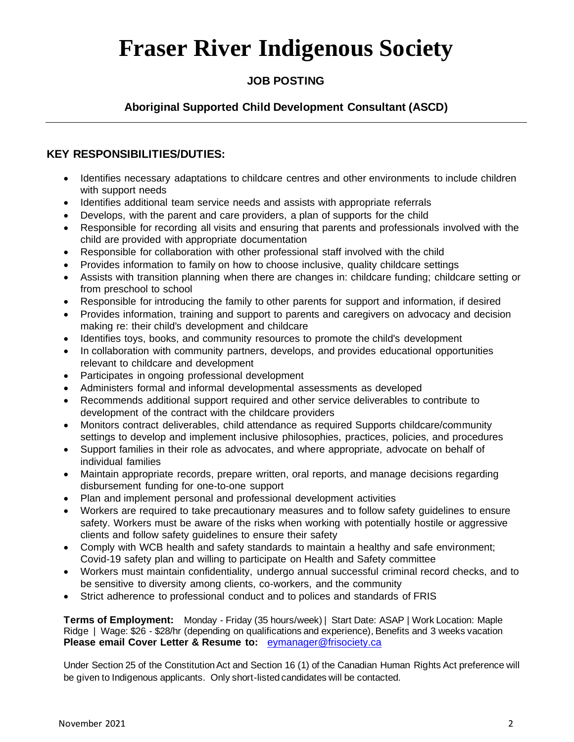# Fraser River Indigenous Society

## JOB POSTING

## Aboriginal Supported Child Development Consultant (ASCD)

---

### KEY RESPONSIBILITIES/DUTIES:

- Identifies necessary adaptations to childcare centres and other environments to include children with support needs
- Identifies additional team service needs and assists with appropriate referrals
- Develops, with the parent and care providers, a plan of supports for the child
- Responsible for recording all visits and ensuring that parents and professionals involved with the child are provided with appropriate documentation
- Responsible for collaboration with other professional staff involved with the child
- Provides information to family on how to choose inclusive, quality childcare settings
- Assists with transition planning when there are changes in: childcare funding; childcare setting or from preschool to school
- Responsible for introducing the family to other parents for support and information, if desired
- Provides information, training and support to parents and caregivers on advocacy and decision making re: their child's development and childcare
- Identifies toys, books, and community resources to promote the child's development
- In collaboration with community partners, develops, and provides educational opportunities relevant to childcare and development
- Participates in ongoing professional development
- Administers formal and informal developmental assessments as developed
- Recommends additional support required and other service deliverables to contribute to development of the contract with the childcare providers
- Monitors contract deliverables, child attendance as required Supports childcare/community settings to develop and implement inclusive philosophies, practices, policies, and procedures
- Support families in their role as advocates, and where appropriate, advocate on behalf of individual families
- Maintain appropriate records, prepare written, oral reports, and manage decisions regarding disbursement funding for one-to-one support
- Plan and implement personal and professional development activities
- Workers are required to take precautionary measures and to follow safety guidelines to ensure safety. Workers must be aware of the risks when working with potentially hostile or aggressive clients and follow safety guidelines to ensure their safety
- Comply with WCB health and safety standards to maintain a healthy and safe environment; Covid-19 safety plan and willing to participate on Health and Safety committee
- Workers must maintain confidentiality, undergo annual successful criminal record checks, and to be sensitive to diversity among clients, co-workers, and the community
- Strict adherence to professional conduct and to polices and standards of FRIS

**Terms of Employment:** Monday - Friday (35 hours/week) | Start Date: ASAP | Work Location: Maple Ridge | Wage: $26 - $28/hr (depending on qualifications and experience), Benefits and 3 weeks vacation
**Please email Cover Letter & Resume to:** eymanager@frisociety.ca

Under Section 25 of the Constitution Act and Section 16 (1) of the Canadian Human Rights Act preference will be given to Indigenous applicants. Only short-listed candidates will be contacted.

November 2021